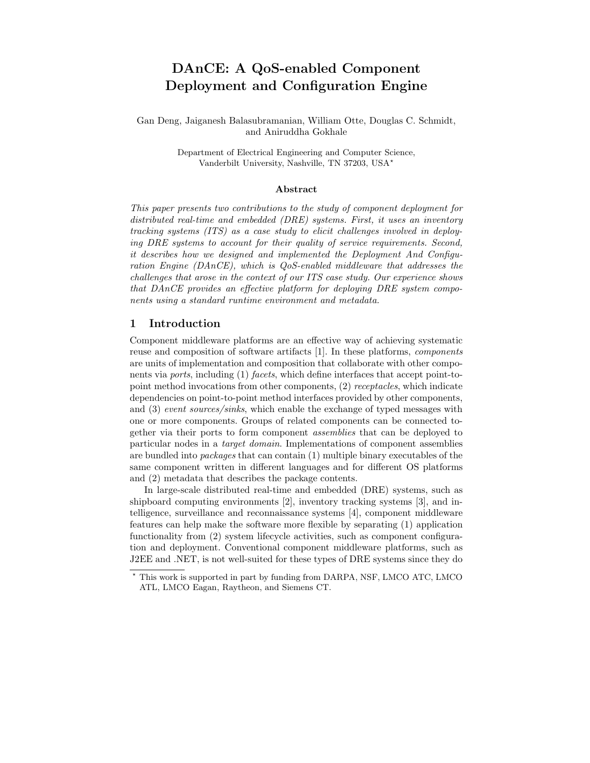# DAnCE: A QoS-enabled Component Deployment and Configuration Engine

Gan Deng, Jaiganesh Balasubramanian, William Otte, Douglas C. Schmidt, and Aniruddha Gokhale

Department of Electrical Engineering and Computer Science, Vanderbilt University, Nashville, TN 37203, USA*

### Abstract

*This paper presents two contributions to the study of component deployment for distributed real-time and embedded (DRE) systems. First, it uses an inventory tracking systems (ITS) as a case study to elicit challenges involved in deploying DRE systems to account for their quality of service requirements. Second, it describes how we designed and implemented the Deployment And Configuration Engine (DAnCE), which is QoS-enabled middleware that addresses the challenges that arose in the context of our ITS case study. Our experience shows that DAnCE provides an effective platform for deploying DRE system components using a standard runtime environment and metadata.*

## 1 Introduction

Component middleware platforms are an effective way of achieving systematic reuse and composition of software artifacts [1]. In these platforms, *components* are units of implementation and composition that collaborate with other components via *ports*, including (1) *facets*, which define interfaces that accept point-to-point method invocations from other components, (2) *receptacles*, which indicate dependencies on point-to-point method interfaces provided by other components, and (3) *event sources/sinks*, which enable the exchange of typed messages with one or more components. Groups of related components can be connected together via their ports to form component *assemblies* that can be deployed to particular nodes in a *target domain*. Implementations of component assemblies are bundled into *packages* that can contain (1) multiple binary executables of the same component written in different languages and for different OS platforms and (2) metadata that describes the package contents.

In large-scale distributed real-time and embedded (DRE) systems, such as shipboard computing environments [2], inventory tracking systems [3], and intelligence, surveillance and reconnaissance systems [4], component middleware features can help make the software more flexible by separating (1) application functionality from (2) system lifecycle activities, such as component configuration and deployment. Conventional component middleware platforms, such as J2EE and .NET, is not well-suited for these types of DRE systems since they do

---

* This work is supported in part by funding from DARPA, NSF, LMCO ATC, LMCO ATL, LMCO Eagan, Raytheon, and Siemens CT.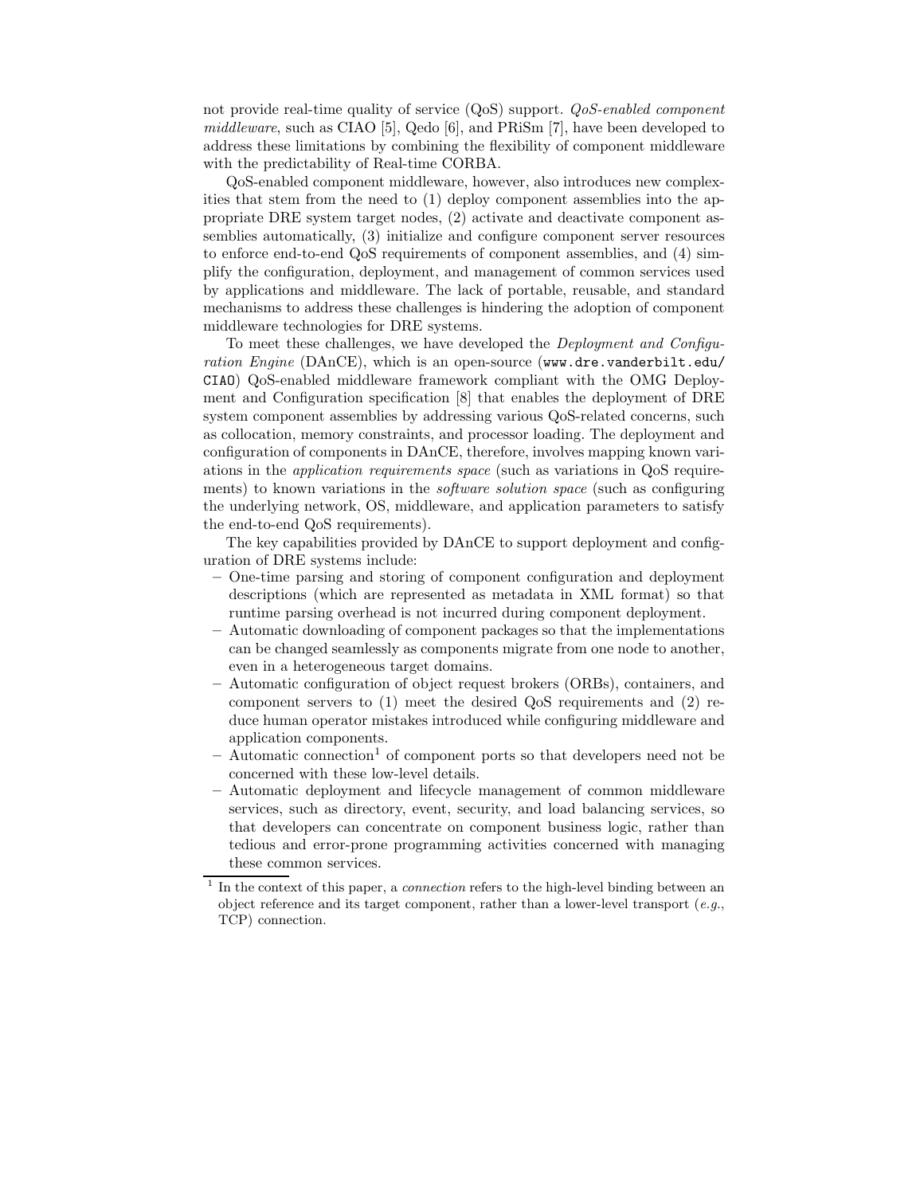not provide real-time quality of service (QoS) support. *QoS-enabled component middleware*, such as CIAO [5], Qedo [6], and PRiSm [7], have been developed to address these limitations by combining the flexibility of component middleware with the predictability of Real-time CORBA.

QoS-enabled component middleware, however, also introduces new complexities that stem from the need to (1) deploy component assemblies into the appropriate DRE system target nodes, (2) activate and deactivate component assemblies automatically, (3) initialize and configure component server resources to enforce end-to-end QoS requirements of component assemblies, and (4) simplify the configuration, deployment, and management of common services used by applications and middleware. The lack of portable, reusable, and standard mechanisms to address these challenges is hindering the adoption of component middleware technologies for DRE systems.

To meet these challenges, we have developed the *Deployment and Configuration Engine* (DAnCE), which is an open-source (`www.dre.vanderbilt.edu/CIAO`) QoS-enabled middleware framework compliant with the OMG Deployment and Configuration specification [8] that enables the deployment of DRE system component assemblies by addressing various QoS-related concerns, such as collocation, memory constraints, and processor loading. The deployment and configuration of components in DAnCE, therefore, involves mapping known variations in the *application requirements space* (such as variations in QoS requirements) to known variations in the *software solution space* (such as configuring the underlying network, OS, middleware, and application parameters to satisfy the end-to-end QoS requirements).

The key capabilities provided by DAnCE to support deployment and configuration of DRE systems include:

- One-time parsing and storing of component configuration and deployment descriptions (which are represented as metadata in XML format) so that runtime parsing overhead is not incurred during component deployment.
- Automatic downloading of component packages so that the implementations can be changed seamlessly as components migrate from one node to another, even in a heterogeneous target domains.
- Automatic configuration of object request brokers (ORBs), containers, and component servers to (1) meet the desired QoS requirements and (2) reduce human operator mistakes introduced while configuring middleware and application components.
- Automatic connection[1] of component ports so that developers need not be concerned with these low-level details.
- Automatic deployment and lifecycle management of common middleware services, such as directory, event, security, and load balancing services, so that developers can concentrate on component business logic, rather than tedious and error-prone programming activities concerned with managing these common services.

[1] In the context of this paper, a *connection* refers to the high-level binding between an object reference and its target component, rather than a lower-level transport (*e.g.*, TCP) connection.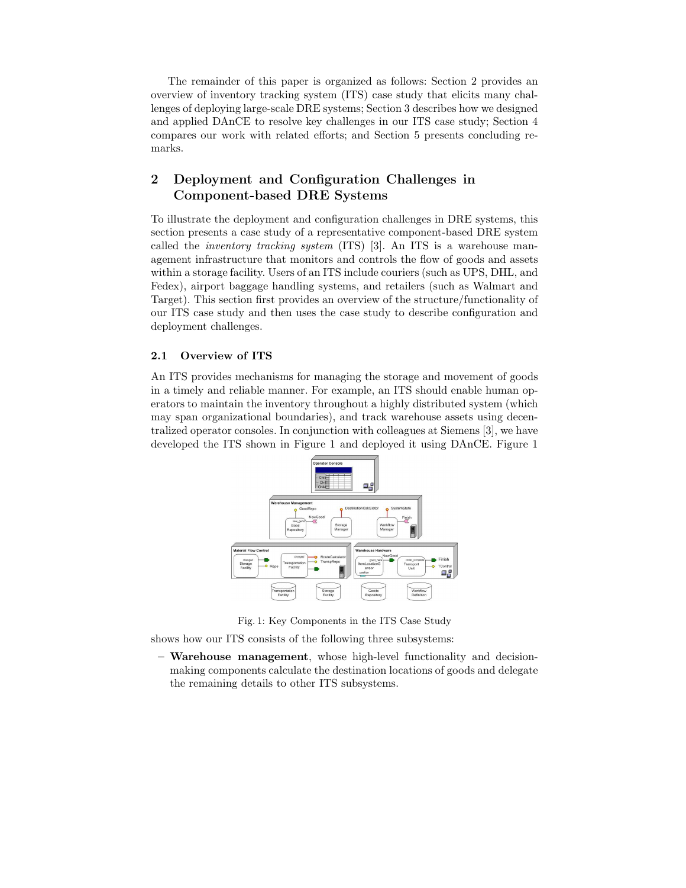The remainder of this paper is organized as follows: Section 2 provides an overview of inventory tracking system (ITS) case study that elicits many challenges of deploying large-scale DRE systems; Section 3 describes how we designed and applied DAnCE to resolve key challenges in our ITS case study; Section 4 compares our work with related efforts; and Section 5 presents concluding remarks.

## 2 Deployment and Configuration Challenges in Component-based DRE Systems

To illustrate the deployment and configuration challenges in DRE systems, this section presents a case study of a representative component-based DRE system called the *inventory tracking system* (ITS) [3]. An ITS is a warehouse management infrastructure that monitors and controls the flow of goods and assets within a storage facility. Users of an ITS include couriers (such as UPS, DHL, and Fedex), airport baggage handling systems, and retailers (such as Walmart and Target). This section first provides an overview of the structure/functionality of our ITS case study and then uses the case study to describe configuration and deployment challenges.

### 2.1 Overview of ITS

An ITS provides mechanisms for managing the storage and movement of goods in a timely and reliable manner. For example, an ITS should enable human operators to maintain the inventory throughout a highly distributed system (which may span organizational boundaries), and track warehouse assets using decentralized operator consoles. In conjunction with colleagues at Siemens [3], we have developed the ITS shown in Figure 1 and deployed it using DAnCE. Figure 1

Fig. 1: Key Components in the ITS Case Study

shows how our ITS consists of the following three subsystems:

- **Warehouse management**, whose high-level functionality and decision-making components calculate the destination locations of goods and delegate the remaining details to other ITS subsystems.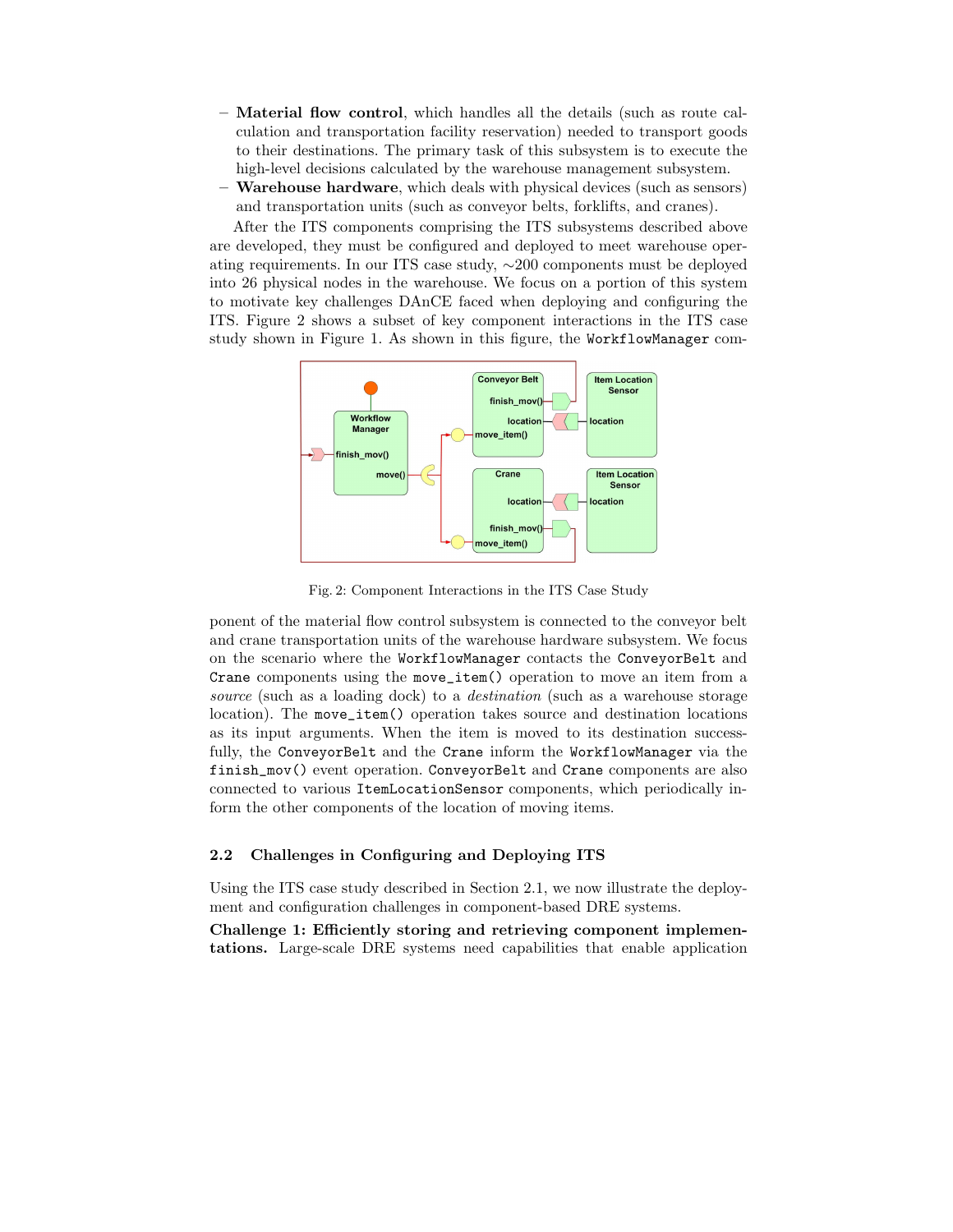- **Material flow control**, which handles all the details (such as route calculation and transportation facility reservation) needed to transport goods to their destinations. The primary task of this subsystem is to execute the high-level decisions calculated by the warehouse management subsystem.
- **Warehouse hardware**, which deals with physical devices (such as sensors) and transportation units (such as conveyor belts, forklifts, and cranes).

After the ITS components comprising the ITS subsystems described above are developed, they must be configured and deployed to meet warehouse operating requirements. In our ITS case study, ∼200 components must be deployed into 26 physical nodes in the warehouse. We focus on a portion of this system to motivate key challenges DAnCE faced when deploying and configuring the ITS. Figure 2 shows a subset of key component interactions in the ITS case study shown in Figure 1. As shown in this figure, the `WorkflowManager` component of the material flow control subsystem is connected to the conveyor belt and crane transportation units of the warehouse hardware subsystem. We focus on the scenario where the `WorkflowManager` contacts the `ConveyorBelt` and `Crane` components using the `move_item()` operation to move an item from a *source* (such as a loading dock) to a *destination* (such as a warehouse storage location). The `move_item()` operation takes source and destination locations as its input arguments. When the item is moved to its destination successfully, the `ConveyorBelt` and the `Crane` inform the `WorkflowManager` via the `finish_mov()` event operation. `ConveyorBelt` and `Crane` components are also connected to various `ItemLocationSensor` components, which periodically inform the other components of the location of moving items.

Fig. 2: Component Interactions in the ITS Case Study

### 2.2 Challenges in Configuring and Deploying ITS

Using the ITS case study described in Section 2.1, we now illustrate the deployment and configuration challenges in component-based DRE systems.

**Challenge 1: Efficiently storing and retrieving component implementations.** Large-scale DRE systems need capabilities that enable application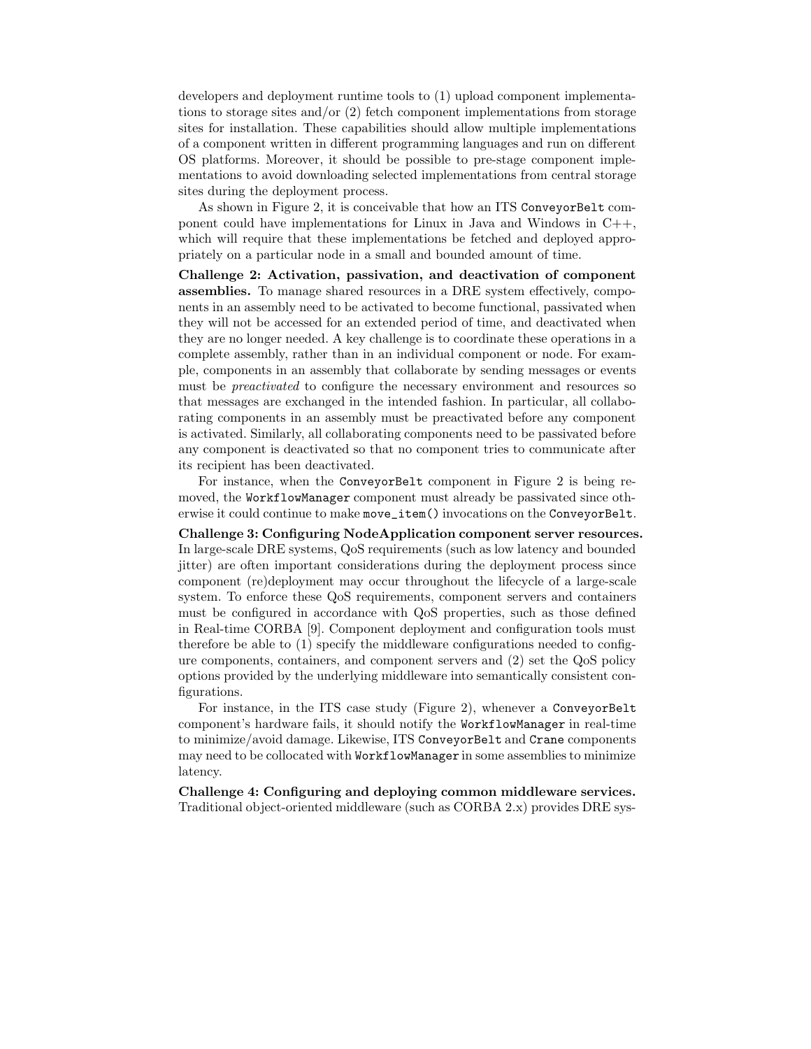developers and deployment runtime tools to (1) upload component implementations to storage sites and/or (2) fetch component implementations from storage sites for installation. These capabilities should allow multiple implementations of a component written in different programming languages and run on different OS platforms. Moreover, it should be possible to pre-stage component implementations to avoid downloading selected implementations from central storage sites during the deployment process.

As shown in Figure 2, it is conceivable that how an ITS `ConveyorBelt` component could have implementations for Linux in Java and Windows in C++, which will require that these implementations be fetched and deployed appropriately on a particular node in a small and bounded amount of time.

**Challenge 2: Activation, passivation, and deactivation of component assemblies.** To manage shared resources in a DRE system effectively, components in an assembly need to be activated to become functional, passivated when they will not be accessed for an extended period of time, and deactivated when they are no longer needed. A key challenge is to coordinate these operations in a complete assembly, rather than in an individual component or node. For example, components in an assembly that collaborate by sending messages or events must be *preactivated* to configure the necessary environment and resources so that messages are exchanged in the intended fashion. In particular, all collaborating components in an assembly must be preactivated before any component is activated. Similarly, all collaborating components need to be passivated before any component is deactivated so that no component tries to communicate after its recipient has been deactivated.

For instance, when the `ConveyorBelt` component in Figure 2 is being removed, the `WorkflowManager` component must already be passivated since otherwise it could continue to make `move_item()` invocations on the `ConveyorBelt`.

**Challenge 3: Configuring NodeApplication component server resources.** In large-scale DRE systems, QoS requirements (such as low latency and bounded jitter) are often important considerations during the deployment process since component (re)deployment may occur throughout the lifecycle of a large-scale system. To enforce these QoS requirements, component servers and containers must be configured in accordance with QoS properties, such as those defined in Real-time CORBA [9]. Component deployment and configuration tools must therefore be able to (1) specify the middleware configurations needed to configure components, containers, and component servers and (2) set the QoS policy options provided by the underlying middleware into semantically consistent configurations.

For instance, in the ITS case study (Figure 2), whenever a `ConveyorBelt` component's hardware fails, it should notify the `WorkflowManager` in real-time to minimize/avoid damage. Likewise, ITS `ConveyorBelt` and `Crane` components may need to be collocated with `WorkflowManager` in some assemblies to minimize latency.

**Challenge 4: Configuring and deploying common middleware services.** Traditional object-oriented middleware (such as CORBA 2.x) provides DRE sys-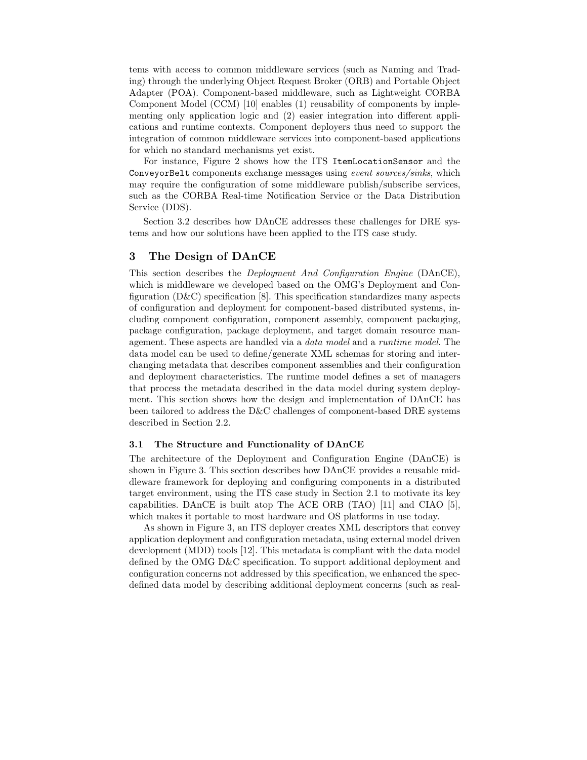tems with access to common middleware services (such as Naming and Trading) through the underlying Object Request Broker (ORB) and Portable Object Adapter (POA). Component-based middleware, such as Lightweight CORBA Component Model (CCM) [10] enables (1) reusability of components by implementing only application logic and (2) easier integration into different applications and runtime contexts. Component deployers thus need to support the integration of common middleware services into component-based applications for which no standard mechanisms yet exist.

For instance, Figure 2 shows how the ITS `ItemLocationSensor` and the `ConveyorBelt` components exchange messages using *event sources/sinks*, which may require the configuration of some middleware publish/subscribe services, such as the CORBA Real-time Notification Service or the Data Distribution Service (DDS).

Section 3.2 describes how DAnCE addresses these challenges for DRE systems and how our solutions have been applied to the ITS case study.

## 3 The Design of DAnCE

This section describes the *Deployment And Configuration Engine* (DAnCE), which is middleware we developed based on the OMG's Deployment and Configuration (D&C) specification [8]. This specification standardizes many aspects of configuration and deployment for component-based distributed systems, including component configuration, component assembly, component packaging, package configuration, package deployment, and target domain resource management. These aspects are handled via a *data model* and a *runtime model*. The data model can be used to define/generate XML schemas for storing and interchanging metadata that describes component assemblies and their configuration and deployment characteristics. The runtime model defines a set of managers that process the metadata described in the data model during system deployment. This section shows how the design and implementation of DAnCE has been tailored to address the D&C challenges of component-based DRE systems described in Section 2.2.

### 3.1 The Structure and Functionality of DAnCE

The architecture of the Deployment and Configuration Engine (DAnCE) is shown in Figure 3. This section describes how DAnCE provides a reusable middleware framework for deploying and configuring components in a distributed target environment, using the ITS case study in Section 2.1 to motivate its key capabilities. DAnCE is built atop The ACE ORB (TAO) [11] and CIAO [5], which makes it portable to most hardware and OS platforms in use today.

As shown in Figure 3, an ITS deployer creates XML descriptors that convey application deployment and configuration metadata, using external model driven development (MDD) tools [12]. This metadata is compliant with the data model defined by the OMG D&C specification. To support additional deployment and configuration concerns not addressed by this specification, we enhanced the spec-defined data model by describing additional deployment concerns (such as real-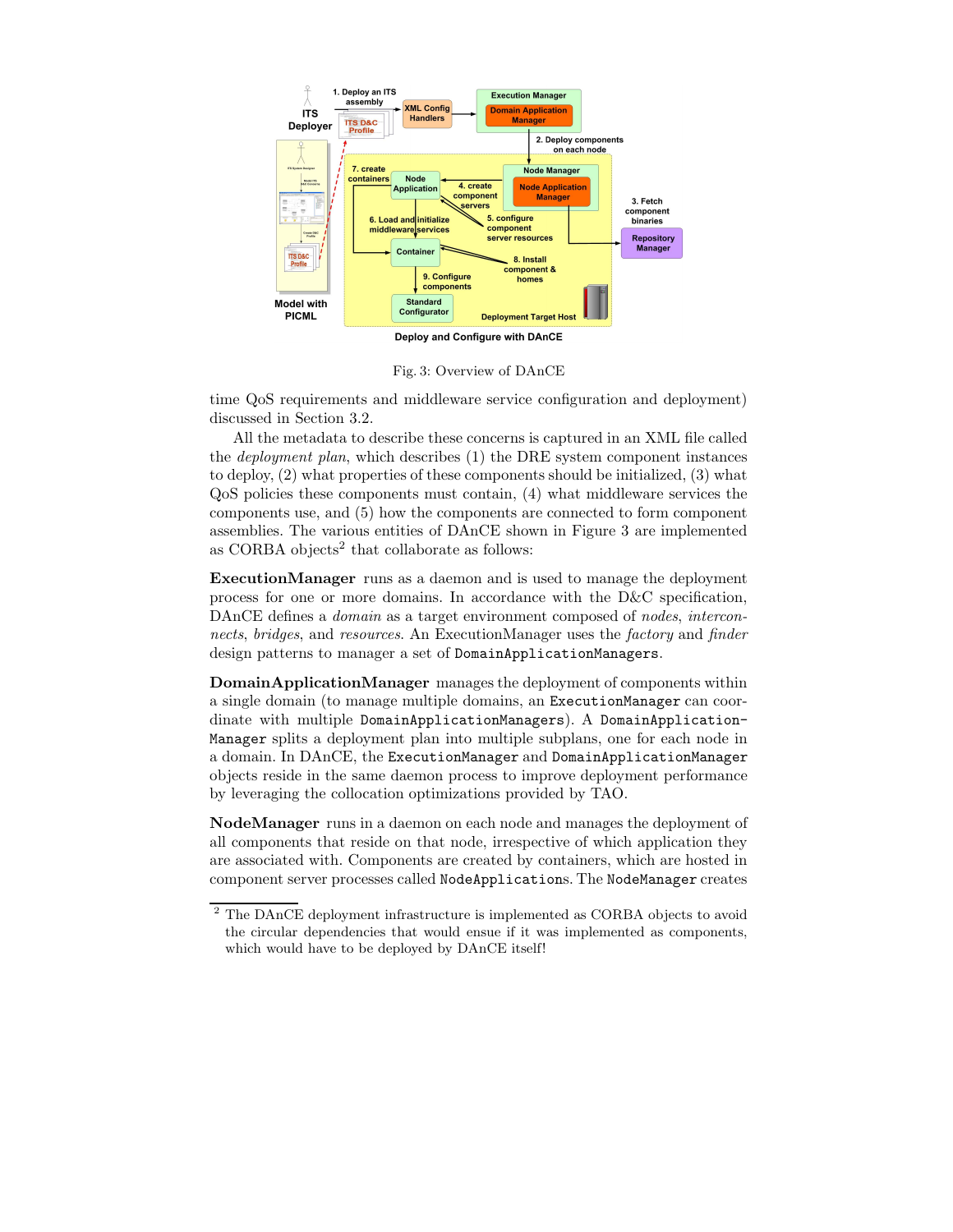Fig. 3: Overview of DAnCE

time QoS requirements and middleware service configuration and deployment) discussed in Section 3.2.

All the metadata to describe these concerns is captured in an XML file called the *deployment plan*, which describes (1) the DRE system component instances to deploy, (2) what properties of these components should be initialized, (3) what QoS policies these components must contain, (4) what middleware services the components use, and (5) how the components are connected to form component assemblies. The various entities of DAnCE shown in Figure 3 are implemented as CORBA objects[2] that collaborate as follows:

**ExecutionManager** runs as a daemon and is used to manage the deployment process for one or more domains. In accordance with the D&C specification, DAnCE defines a *domain* as a target environment composed of *nodes*, *interconnects*, *bridges*, and *resources*. An ExecutionManager uses the *factory* and *finder* design patterns to manager a set of `DomainApplicationManagers`.

**DomainApplicationManager** manages the deployment of components within a single domain (to manage multiple domains, an `ExecutionManager` can coordinate with multiple `DomainApplicationManagers`). A `DomainApplicationManager` splits a deployment plan into multiple subplans, one for each node in a domain. In DAnCE, the `ExecutionManager` and `DomainApplicationManager` objects reside in the same daemon process to improve deployment performance by leveraging the collocation optimizations provided by TAO.

**NodeManager** runs in a daemon on each node and manages the deployment of all components that reside on that node, irrespective of which application they are associated with. Components are created by containers, which are hosted in component server processes called `NodeApplications`. The `NodeManager` creates

[2] The DAnCE deployment infrastructure is implemented as CORBA objects to avoid the circular dependencies that would ensue if it was implemented as components, which would have to be deployed by DAnCE itself!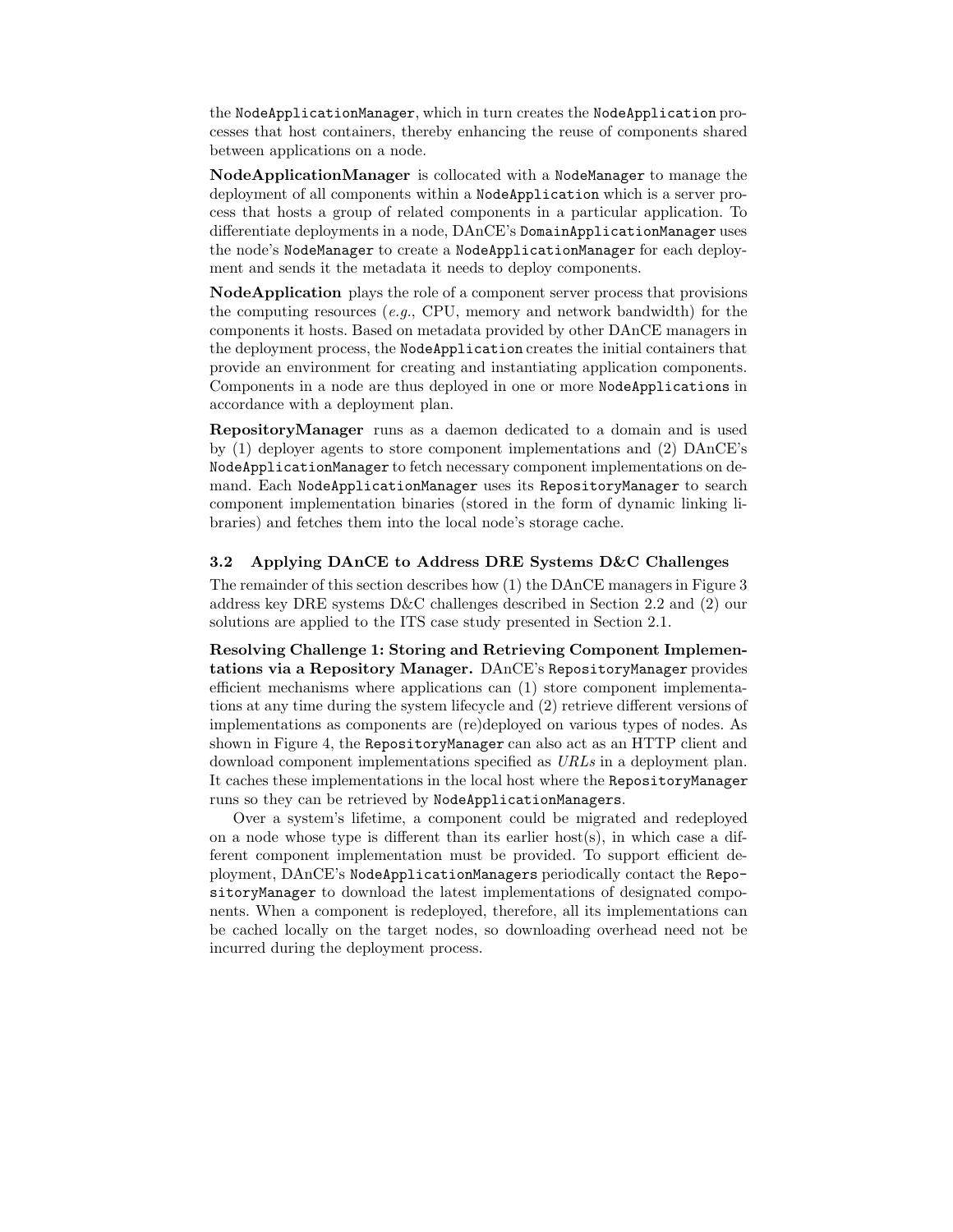the `NodeApplicationManager`, which in turn creates the `NodeApplication` processes that host containers, thereby enhancing the reuse of components shared between applications on a node.

**NodeApplicationManager** is collocated with a `NodeManager` to manage the deployment of all components within a `NodeApplication` which is a server process that hosts a group of related components in a particular application. To differentiate deployments in a node, DAnCE's `DomainApplicationManager` uses the node's `NodeManager` to create a `NodeApplicationManager` for each deployment and sends it the metadata it needs to deploy components.

**NodeApplication** plays the role of a component server process that provisions the computing resources (*e.g.*, CPU, memory and network bandwidth) for the components it hosts. Based on metadata provided by other DAnCE managers in the deployment process, the `NodeApplication` creates the initial containers that provide an environment for creating and instantiating application components. Components in a node are thus deployed in one or more `NodeApplications` in accordance with a deployment plan.

**RepositoryManager** runs as a daemon dedicated to a domain and is used by (1) deployer agents to store component implementations and (2) DAnCE's `NodeApplicationManager` to fetch necessary component implementations on demand. Each `NodeApplicationManager` uses its `RepositoryManager` to search component implementation binaries (stored in the form of dynamic linking libraries) and fetches them into the local node's storage cache.

### 3.2 Applying DAnCE to Address DRE Systems D&C Challenges

The remainder of this section describes how (1) the DAnCE managers in Figure 3 address key DRE systems D&C challenges described in Section 2.2 and (2) our solutions are applied to the ITS case study presented in Section 2.1.

**Resolving Challenge 1: Storing and Retrieving Component Implementations via a Repository Manager.** DAnCE's `RepositoryManager` provides efficient mechanisms where applications can (1) store component implementations at any time during the system lifecycle and (2) retrieve different versions of implementations as components are (re)deployed on various types of nodes. As shown in Figure 4, the `RepositoryManager` can also act as an HTTP client and download component implementations specified as *URLs* in a deployment plan. It caches these implementations in the local host where the `RepositoryManager` runs so they can be retrieved by `NodeApplicationManagers`.

Over a system's lifetime, a component could be migrated and redeployed on a node whose type is different than its earlier host(s), in which case a different component implementation must be provided. To support efficient deployment, DAnCE's `NodeApplicationManagers` periodically contact the `RepositoryManager` to download the latest implementations of designated components. When a component is redeployed, therefore, all its implementations can be cached locally on the target nodes, so downloading overhead need not be incurred during the deployment process.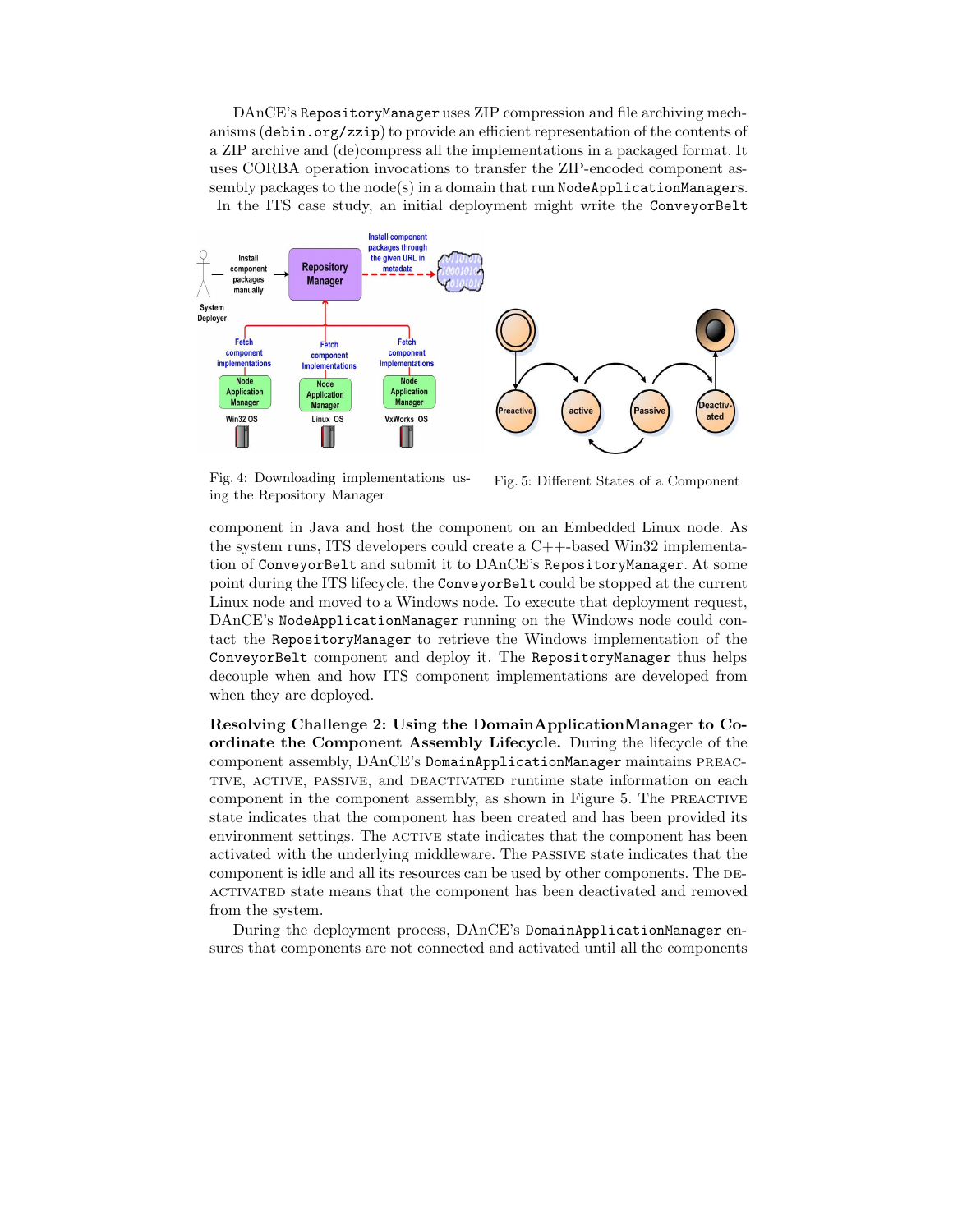DAnCE's RepositoryManager uses ZIP compression and file archiving mechanisms (debin.org/zzip) to provide an efficient representation of the contents of a ZIP archive and (de)compress all the implementations in a packaged format. It uses CORBA operation invocations to transfer the ZIP-encoded component assembly packages to the node(s) in a domain that run NodeApplicationManagers. In the ITS case study, an initial deployment might write the ConveyorBelt component in Java and host the component on an Embedded Linux node. As the system runs, ITS developers could create a C++-based Win32 implementation of ConveyorBelt and submit it to DAnCE's RepositoryManager. At some point during the ITS lifecycle, the ConveyorBelt could be stopped at the current Linux node and moved to a Windows node. To execute that deployment request, DAnCE's NodeApplicationManager running on the Windows node could contact the RepositoryManager to retrieve the Windows implementation of the ConveyorBelt component and deploy it. The RepositoryManager thus helps decouple when and how ITS component implementations are developed from when they are deployed.

Install component packages manually

System Deployer

Repository Manager

Install component packages through the given URL in metadata

Fetch component implementations

Node Application Manager

Win32 OS

Linux OS

VxWorks OS

Fig. 4: Downloading implementations using the Repository Manager

Preactive

active

Passive

Deactivated

Fig. 5: Different States of a Component

**Resolving Challenge 2: Using the DomainApplicationManager to Coordinate the Component Assembly Lifecycle.** During the lifecycle of the component assembly, DAnCE's DomainApplicationManager maintains PREACTIVE, ACTIVE, PASSIVE, and DEACTIVATED runtime state information on each component in the component assembly, as shown in Figure 5. The PREACTIVE state indicates that the component has been created and has been provided its environment settings. The ACTIVE state indicates that the component has been activated with the underlying middleware. The PASSIVE state indicates that the component is idle and all its resources can be used by other components. The DEACTIVATED state means that the component has been deactivated and removed from the system.

During the deployment process, DAnCE's DomainApplicationManager ensures that components are not connected and activated until all the components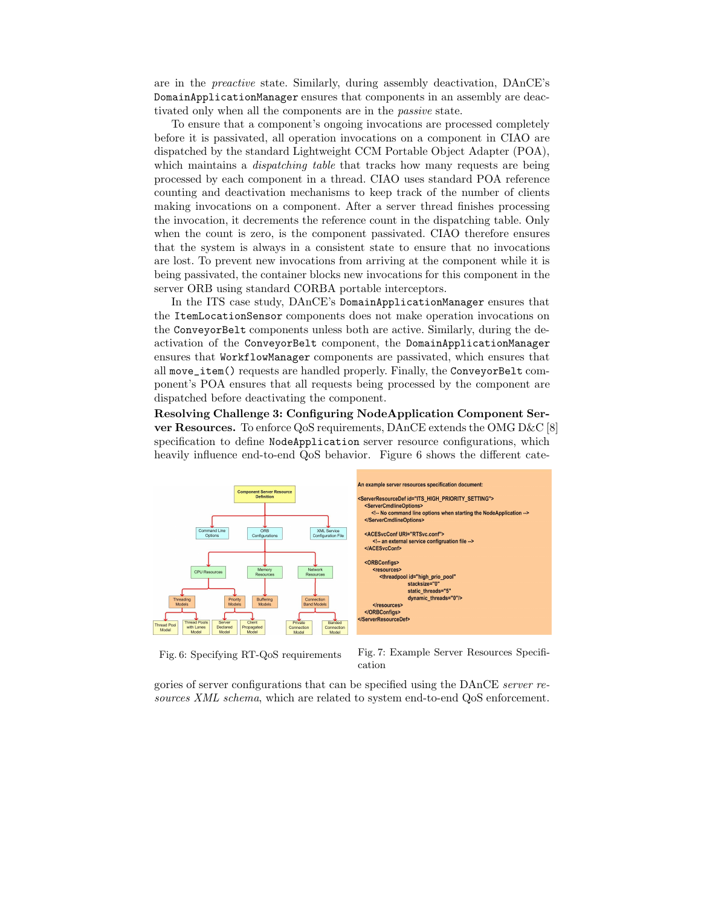are in the *preactive* state. Similarly, during assembly deactivation, DAnCE's DomainApplicationManager ensures that components in an assembly are deactivated only when all the components are in the *passive* state.

To ensure that a component's ongoing invocations are processed completely before it is passivated, all operation invocations on a component in CIAO are dispatched by the standard Lightweight CCM Portable Object Adapter (POA), which maintains a *dispatching table* that tracks how many requests are being processed by each component in a thread. CIAO uses standard POA reference counting and deactivation mechanisms to keep track of the number of clients making invocations on a component. After a server thread finishes processing the invocation, it decrements the reference count in the dispatching table. Only when the count is zero, is the component passivated. CIAO therefore ensures that the system is always in a consistent state to ensure that no invocations are lost. To prevent new invocations from arriving at the component while it is being passivated, the container blocks new invocations for this component in the server ORB using standard CORBA portable interceptors.

In the ITS case study, DAnCE's DomainApplicationManager ensures that the ItemLocationSensor components does not make operation invocations on the ConveyorBelt components unless both are active. Similarly, during the deactivation of the ConveyorBelt component, the DomainApplicationManager ensures that WorkflowManager components are passivated, which ensures that all move_item() requests are handled properly. Finally, the ConveyorBelt component's POA ensures that all requests being processed by the component are dispatched before deactivating the component.

**Resolving Challenge 3: Configuring NodeApplication Component Server Resources.** To enforce QoS requirements, DAnCE extends the OMG D&C [8] specification to define NodeApplication server resource configurations, which heavily influence end-to-end QoS behavior. Figure 6 shows the different categories of server configurations that can be specified using the DAnCE *server resources XML schema*, which are related to system end-to-end QoS enforcement.

Fig. 6: Specifying RT-QoS requirements

An example server resources specification document:

```
<ServerResourceDef id="ITS_HIGH_PRIORITY_SETTING">
  <ServerCmdlineOptions>
    <!-- No command line options when starting the NodeApplication -->
  </ServerCmdlineOptions>

  <ACESvcConf URI="RTSvc.conf">
    <!-- an external service configuration file -->
  </ACESvcConf>

  <ORBConfigs>
    <resources>
      <threadpool id="high_prio_pool"
                  stacksize="0"
                  static_threads="5"
                  dynamic_threads="0"/>
    </resources>
  </ORBConfigs>
</ServerResourceDef>
```

Fig. 7: Example Server Resources Specification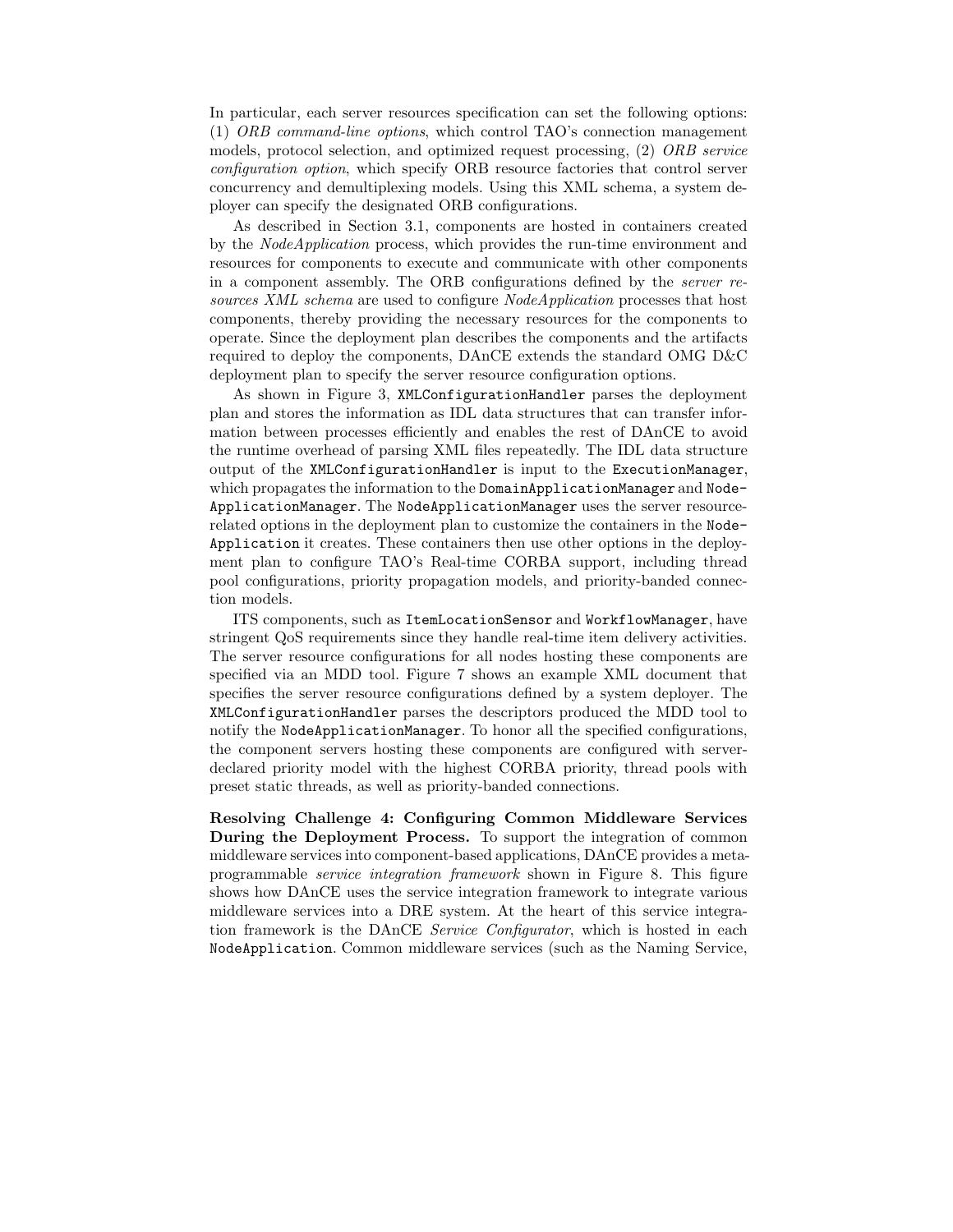In particular, each server resources specification can set the following options: (1) *ORB command-line options*, which control TAO's connection management models, protocol selection, and optimized request processing, (2) *ORB service configuration option*, which specify ORB resource factories that control server concurrency and demultiplexing models. Using this XML schema, a system deployer can specify the designated ORB configurations.

As described in Section 3.1, components are hosted in containers created by the *NodeApplication* process, which provides the run-time environment and resources for components to execute and communicate with other components in a component assembly. The ORB configurations defined by the *server resources XML schema* are used to configure *NodeApplication* processes that host components, thereby providing the necessary resources for the components to operate. Since the deployment plan describes the components and the artifacts required to deploy the components, DAnCE extends the standard OMG D&C deployment plan to specify the server resource configuration options.

As shown in Figure 3, `XMLConfigurationHandler` parses the deployment plan and stores the information as IDL data structures that can transfer information between processes efficiently and enables the rest of DAnCE to avoid the runtime overhead of parsing XML files repeatedly. The IDL data structure output of the `XMLConfigurationHandler` is input to the `ExecutionManager`, which propagates the information to the `DomainApplicationManager` and `NodeApplicationManager`. The `NodeApplicationManager` uses the server resource-related options in the deployment plan to customize the containers in the `NodeApplication` it creates. These containers then use other options in the deployment plan to configure TAO's Real-time CORBA support, including thread pool configurations, priority propagation models, and priority-banded connection models.

ITS components, such as `ItemLocationSensor` and `WorkflowManager`, have stringent QoS requirements since they handle real-time item delivery activities. The server resource configurations for all nodes hosting these components are specified via an MDD tool. Figure 7 shows an example XML document that specifies the server resource configurations defined by a system deployer. The `XMLConfigurationHandler` parses the descriptors produced the MDD tool to notify the `NodeApplicationManager`. To honor all the specified configurations, the component servers hosting these components are configured with server-declared priority model with the highest CORBA priority, thread pools with preset static threads, as well as priority-banded connections.

**Resolving Challenge 4: Configuring Common Middleware Services During the Deployment Process.** To support the integration of common middleware services into component-based applications, DAnCE provides a meta-programmable *service integration framework* shown in Figure 8. This figure shows how DAnCE uses the service integration framework to integrate various middleware services into a DRE system. At the heart of this service integration framework is the DAnCE *Service Configurator*, which is hosted in each `NodeApplication`. Common middleware services (such as the Naming Service,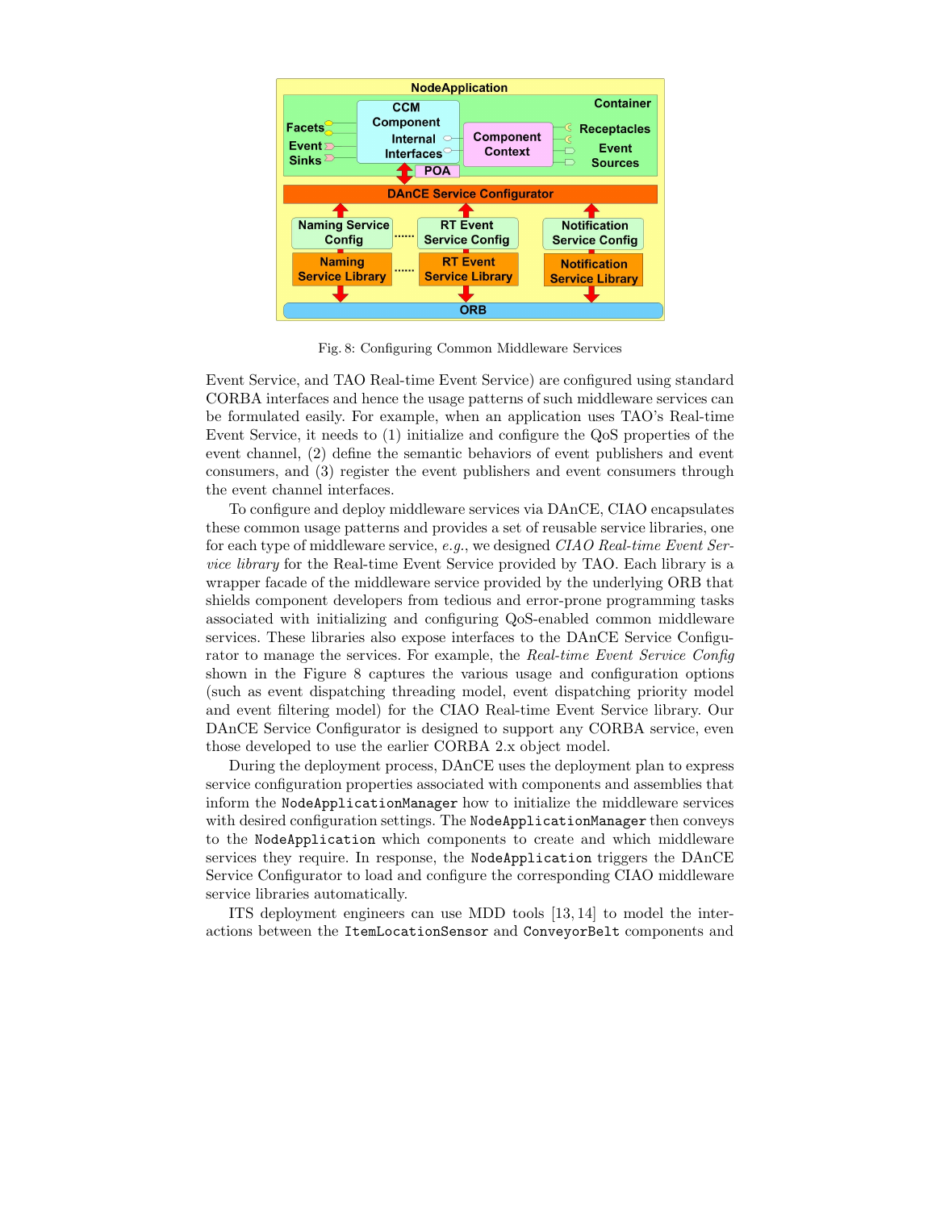Fig. 8: Configuring Common Middleware Services

Event Service, and TAO Real-time Event Service) are configured using standard CORBA interfaces and hence the usage patterns of such middleware services can be formulated easily. For example, when an application uses TAO's Real-time Event Service, it needs to (1) initialize and configure the QoS properties of the event channel, (2) define the semantic behaviors of event publishers and event consumers, and (3) register the event publishers and event consumers through the event channel interfaces.

To configure and deploy middleware services via DAnCE, CIAO encapsulates these common usage patterns and provides a set of reusable service libraries, one for each type of middleware service, *e.g.*, we designed *CIAO Real-time Event Service library* for the Real-time Event Service provided by TAO. Each library is a wrapper facade of the middleware service provided by the underlying ORB that shields component developers from tedious and error-prone programming tasks associated with initializing and configuring QoS-enabled common middleware services. These libraries also expose interfaces to the DAnCE Service Configurator to manage the services. For example, the *Real-time Event Service Config* shown in the Figure 8 captures the various usage and configuration options (such as event dispatching threading model, event dispatching priority model and event filtering model) for the CIAO Real-time Event Service library. Our DAnCE Service Configurator is designed to support any CORBA service, even those developed to use the earlier CORBA 2.x object model.

During the deployment process, DAnCE uses the deployment plan to express service configuration properties associated with components and assemblies that inform the `NodeApplicationManager` how to initialize the middleware services with desired configuration settings. The `NodeApplicationManager` then conveys to the `NodeApplication` which components to create and which middleware services they require. In response, the `NodeApplication` triggers the DAnCE Service Configurator to load and configure the corresponding CIAO middleware service libraries automatically.

ITS deployment engineers can use MDD tools [13, 14] to model the interactions between the `ItemLocationSensor` and `ConveyorBelt` components and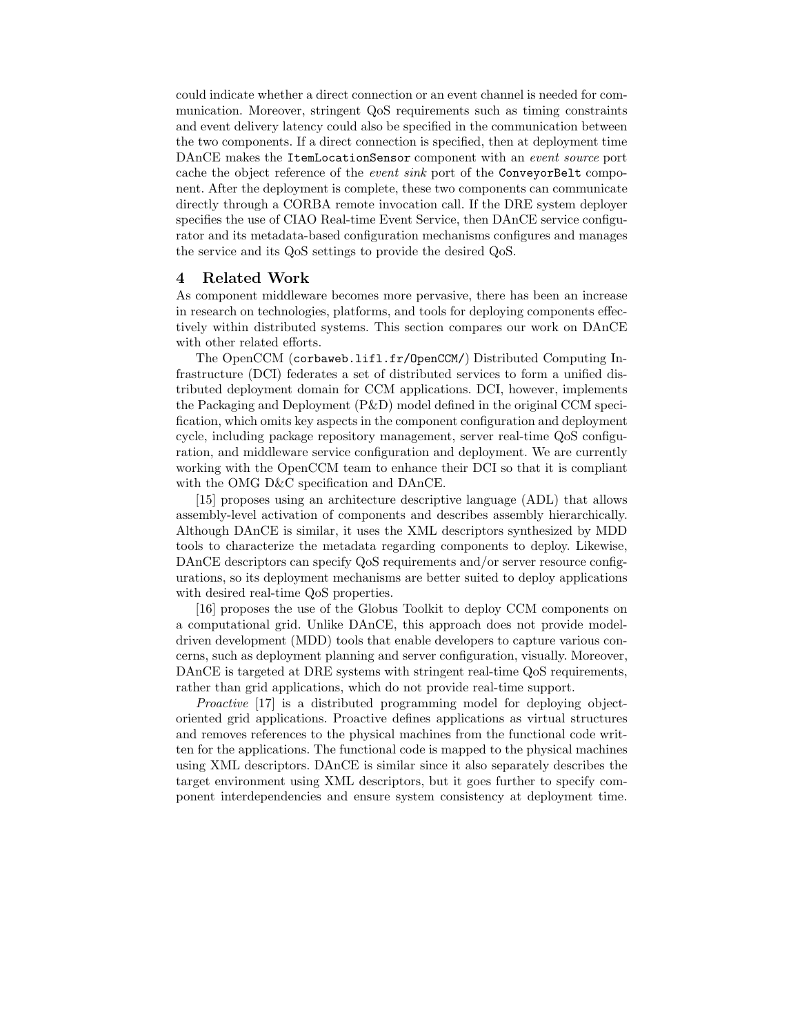could indicate whether a direct connection or an event channel is needed for communication. Moreover, stringent QoS requirements such as timing constraints and event delivery latency could also be specified in the communication between the two components. If a direct connection is specified, then at deployment time DAnCE makes the `ItemLocationSensor` component with an *event source* port cache the object reference of the *event sink* port of the `ConveyorBelt` component. After the deployment is complete, these two components can communicate directly through a CORBA remote invocation call. If the DRE system deployer specifies the use of CIAO Real-time Event Service, then DAnCE service configurator and its metadata-based configuration mechanisms configures and manages the service and its QoS settings to provide the desired QoS.

## 4 Related Work

As component middleware becomes more pervasive, there has been an increase in research on technologies, platforms, and tools for deploying components effectively within distributed systems. This section compares our work on DAnCE with other related efforts.

The OpenCCM (`corbaweb.lifl.fr/OpenCCM/`) Distributed Computing Infrastructure (DCI) federates a set of distributed services to form a unified distributed deployment domain for CCM applications. DCI, however, implements the Packaging and Deployment (P&D) model defined in the original CCM specification, which omits key aspects in the component configuration and deployment cycle, including package repository management, server real-time QoS configuration, and middleware service configuration and deployment. We are currently working with the OpenCCM team to enhance their DCI so that it is compliant with the OMG D&C specification and DAnCE.

[15] proposes using an architecture descriptive language (ADL) that allows assembly-level activation of components and describes assembly hierarchically. Although DAnCE is similar, it uses the XML descriptors synthesized by MDD tools to characterize the metadata regarding components to deploy. Likewise, DAnCE descriptors can specify QoS requirements and/or server resource configurations, so its deployment mechanisms are better suited to deploy applications with desired real-time QoS properties.

[16] proposes the use of the Globus Toolkit to deploy CCM components on a computational grid. Unlike DAnCE, this approach does not provide model-driven development (MDD) tools that enable developers to capture various concerns, such as deployment planning and server configuration, visually. Moreover, DAnCE is targeted at DRE systems with stringent real-time QoS requirements, rather than grid applications, which do not provide real-time support.

*Proactive* [17] is a distributed programming model for deploying object-oriented grid applications. Proactive defines applications as virtual structures and removes references to the physical machines from the functional code written for the applications. The functional code is mapped to the physical machines using XML descriptors. DAnCE is similar since it also separately describes the target environment using XML descriptors, but it goes further to specify component interdependencies and ensure system consistency at deployment time.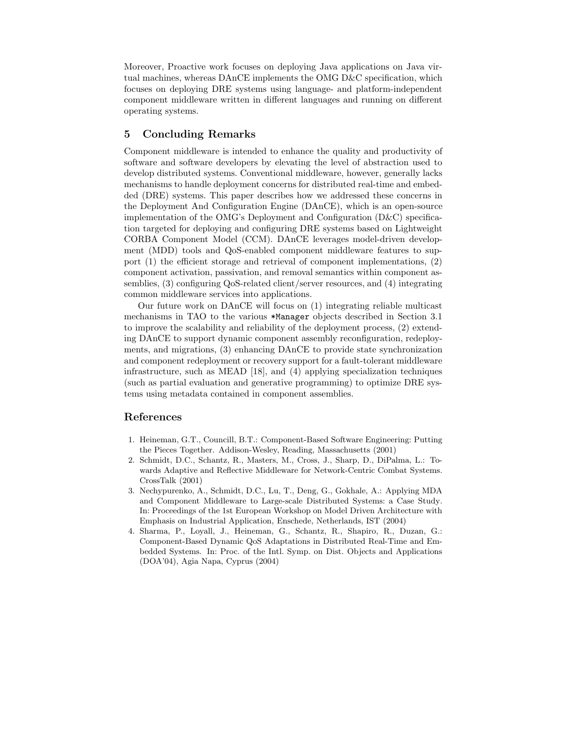Moreover, Proactive work focuses on deploying Java applications on Java virtual machines, whereas DAnCE implements the OMG D&C specification, which focuses on deploying DRE systems using language- and platform-independent component middleware written in different languages and running on different operating systems.

## 5 Concluding Remarks

Component middleware is intended to enhance the quality and productivity of software and software developers by elevating the level of abstraction used to develop distributed systems. Conventional middleware, however, generally lacks mechanisms to handle deployment concerns for distributed real-time and embedded (DRE) systems. This paper describes how we addressed these concerns in the Deployment And Configuration Engine (DAnCE), which is an open-source implementation of the OMG's Deployment and Configuration (D&C) specification targeted for deploying and configuring DRE systems based on Lightweight CORBA Component Model (CCM). DAnCE leverages model-driven development (MDD) tools and QoS-enabled component middleware features to support (1) the efficient storage and retrieval of component implementations, (2) component activation, passivation, and removal semantics within component assemblies, (3) configuring QoS-related client/server resources, and (4) integrating common middleware services into applications.

Our future work on DAnCE will focus on (1) integrating reliable multicast mechanisms in TAO to the various `*Manager` objects described in Section 3.1 to improve the scalability and reliability of the deployment process, (2) extending DAnCE to support dynamic component assembly reconfiguration, redeployments, and migrations, (3) enhancing DAnCE to provide state synchronization and component redeployment or recovery support for a fault-tolerant middleware infrastructure, such as MEAD [18], and (4) applying specialization techniques (such as partial evaluation and generative programming) to optimize DRE systems using metadata contained in component assemblies.

## References

1. Heineman, G.T., Councill, B.T.: Component-Based Software Engineering: Putting the Pieces Together. Addison-Wesley, Reading, Massachusetts (2001)
2. Schmidt, D.C., Schantz, R., Masters, M., Cross, J., Sharp, D., DiPalma, L.: Towards Adaptive and Reflective Middleware for Network-Centric Combat Systems. CrossTalk (2001)
3. Nechypurenko, A., Schmidt, D.C., Lu, T., Deng, G., Gokhale, A.: Applying MDA and Component Middleware to Large-scale Distributed Systems: a Case Study. In: Proceedings of the 1st European Workshop on Model Driven Architecture with Emphasis on Industrial Application, Enschede, Netherlands, IST (2004)
4. Sharma, P., Loyall, J., Heineman, G., Schantz, R., Shapiro, R., Duzan, G.: Component-Based Dynamic QoS Adaptations in Distributed Real-Time and Embedded Systems. In: Proc. of the Intl. Symp. on Dist. Objects and Applications (DOA'04), Agia Napa, Cyprus (2004)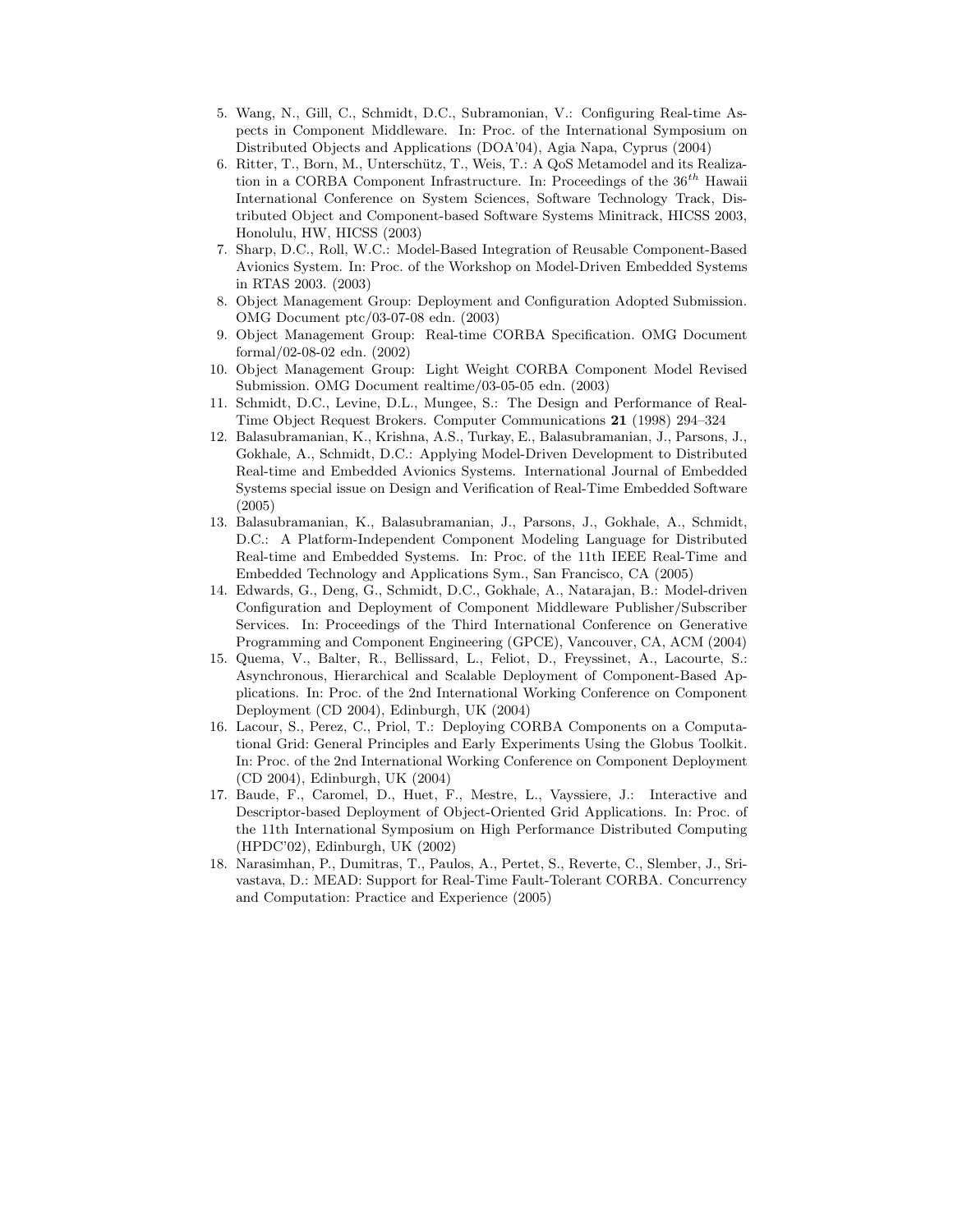5. Wang, N., Gill, C., Schmidt, D.C., Subramonian, V.: Configuring Real-time Aspects in Component Middleware. In: Proc. of the International Symposium on Distributed Objects and Applications (DOA'04), Agia Napa, Cyprus (2004)
6. Ritter, T., Born, M., Unterschütz, T., Weis, T.: A QoS Metamodel and its Realization in a CORBA Component Infrastructure. In: Proceedings of the $36^{th}$ Hawaii International Conference on System Sciences, Software Technology Track, Distributed Object and Component-based Software Systems Minitrack, HICSS 2003, Honolulu, HW, HICSS (2003)
7. Sharp, D.C., Roll, W.C.: Model-Based Integration of Reusable Component-Based Avionics System. In: Proc. of the Workshop on Model-Driven Embedded Systems in RTAS 2003. (2003)
8. Object Management Group: Deployment and Configuration Adopted Submission. OMG Document ptc/03-07-08 edn. (2003)
9. Object Management Group: Real-time CORBA Specification. OMG Document formal/02-08-02 edn. (2002)
10. Object Management Group: Light Weight CORBA Component Model Revised Submission. OMG Document realtime/03-05-05 edn. (2003)
11. Schmidt, D.C., Levine, D.L., Mungee, S.: The Design and Performance of Real-Time Object Request Brokers. Computer Communications **21** (1998) 294–324
12. Balasubramanian, K., Krishna, A.S., Turkay, E., Balasubramanian, J., Parsons, J., Gokhale, A., Schmidt, D.C.: Applying Model-Driven Development to Distributed Real-time and Embedded Avionics Systems. International Journal of Embedded Systems special issue on Design and Verification of Real-Time Embedded Software (2005)
13. Balasubramanian, K., Balasubramanian, J., Parsons, J., Gokhale, A., Schmidt, D.C.: A Platform-Independent Component Modeling Language for Distributed Real-time and Embedded Systems. In: Proc. of the 11th IEEE Real-Time and Embedded Technology and Applications Sym., San Francisco, CA (2005)
14. Edwards, G., Deng, G., Schmidt, D.C., Gokhale, A., Natarajan, B.: Model-driven Configuration and Deployment of Component Middleware Publisher/Subscriber Services. In: Proceedings of the Third International Conference on Generative Programming and Component Engineering (GPCE), Vancouver, CA, ACM (2004)
15. Quema, V., Balter, R., Bellissard, L., Feliot, D., Freyssinet, A., Lacourte, S.: Asynchronous, Hierarchical and Scalable Deployment of Component-Based Applications. In: Proc. of the 2nd International Working Conference on Component Deployment (CD 2004), Edinburgh, UK (2004)
16. Lacour, S., Perez, C., Priol, T.: Deploying CORBA Components on a Computational Grid: General Principles and Early Experiments Using the Globus Toolkit. In: Proc. of the 2nd International Working Conference on Component Deployment (CD 2004), Edinburgh, UK (2004)
17. Baude, F., Caromel, D., Huet, F., Mestre, L., Vayssiere, J.: Interactive and Descriptor-based Deployment of Object-Oriented Grid Applications. In: Proc. of the 11th International Symposium on High Performance Distributed Computing (HPDC'02), Edinburgh, UK (2002)
18. Narasimhan, P., Dumitras, T., Paulos, A., Pertet, S., Reverte, C., Slember, J., Srivastava, D.: MEAD: Support for Real-Time Fault-Tolerant CORBA. Concurrency and Computation: Practice and Experience (2005)